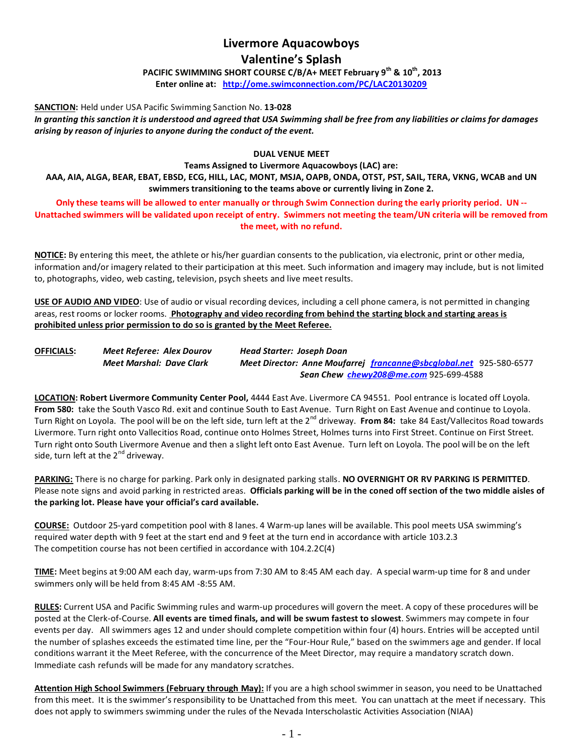# Livermore Aquacowboys

# Valentine's Splash

**PACIFIC SWIMMING SHORT COURSE C/B/A+ MEET February 9th & 10th, 2013**

**Enter online at: http://ome.swimconnection.com/PC/LAC20130209**

**SANCTION:** Held under USA Pacific Swimming Sanction No. **13-028**

***In granting this sanction it is understood and agreed that USA Swimming shall be free from any liabilities or claims for damages arising by reason of injuries to anyone during the conduct of the event.***

**DUAL VENUE MEET**

**Teams Assigned to Livermore Aquacowboys (LAC) are:**

**AAA, AIA, ALGA, BEAR, EBAT, EBSD, ECG, HILL, LAC, MONT, MSJA, OAPB, ONDA, OTST, PST, SAIL, TERA, VKNG, WCAB and UN swimmers transitioning to the teams above or currently living in Zone 2.**

**Only these teams will be allowed to enter manually or through Swim Connection during the early priority period. UN -- Unattached swimmers will be validated upon receipt of entry. Swimmers not meeting the team/UN criteria will be removed from the meet, with no refund.**

**NOTICE:** By entering this meet, the athlete or his/her guardian consents to the publication, via electronic, print or other media, information and/or imagery related to their participation at this meet. Such information and imagery may include, but is not limited to, photographs, video, web casting, television, psych sheets and live meet results.

**USE OF AUDIO AND VIDEO**: Use of audio or visual recording devices, including a cell phone camera, is not permitted in changing areas, rest rooms or locker rooms. **Photography and video recording from behind the starting block and starting areas is prohibited unless prior permission to do so is granted by the Meet Referee.**

**OFFICIALS:**

| | |
|---|---|
| *Meet Referee: Alex Dourov* | *Head Starter: Joseph Doan* |
| *Meet Marshal: Dave Clark* | *Meet Director: Anne Moufarrej* francanne@sbcglobal.net 925-580-6577 |
| | *Sean Chew* chewy208@me.com 925-699-4588 |

**LOCATION: Robert Livermore Community Center Pool,** 4444 East Ave. Livermore CA 94551. Pool entrance is located off Loyola. **From 580:** take the South Vasco Rd. exit and continue South to East Avenue. Turn Right on East Avenue and continue to Loyola. Turn Right on Loyola. The pool will be on the left side, turn left at the 2nd driveway. **From 84:** take 84 East/Vallecitos Road towards Livermore. Turn right onto Vallecitios Road, continue onto Holmes Street, Holmes turns into First Street. Continue on First Street. Turn right onto South Livermore Avenue and then a slight left onto East Avenue. Turn left on Loyola. The pool will be on the left side, turn left at the 2nd driveway.

**PARKING:** There is no charge for parking. Park only in designated parking stalls. **NO OVERNIGHT OR RV PARKING IS PERMITTED**. Please note signs and avoid parking in restricted areas. **Officials parking will be in the coned off section of the two middle aisles of the parking lot. Please have your official's card available.**

**COURSE:** Outdoor 25-yard competition pool with 8 lanes. 4 Warm-up lanes will be available. This pool meets USA swimming's required water depth with 9 feet at the start end and 9 feet at the turn end in accordance with article 103.2.3
The competition course has not been certified in accordance with 104.2.2C(4)

**TIME:** Meet begins at 9:00 AM each day, warm-ups from 7:30 AM to 8:45 AM each day. A special warm-up time for 8 and under swimmers only will be held from 8:45 AM -8:55 AM.

**RULES:** Current USA and Pacific Swimming rules and warm-up procedures will govern the meet. A copy of these procedures will be posted at the Clerk-of-Course. **All events are timed finals, and will be swum fastest to slowest**. Swimmers may compete in four events per day. All swimmers ages 12 and under should complete competition within four (4) hours. Entries will be accepted until the number of splashes exceeds the estimated time line, per the "Four-Hour Rule," based on the swimmers age and gender. If local conditions warrant it the Meet Referee, with the concurrence of the Meet Director, may require a mandatory scratch down. Immediate cash refunds will be made for any mandatory scratches.

**Attention High School Swimmers (February through May):** If you are a high school swimmer in season, you need to be Unattached from this meet. It is the swimmer's responsibility to be Unattached from this meet. You can unattach at the meet if necessary. This does not apply to swimmers swimming under the rules of the Nevada Interscholastic Activities Association (NIAA)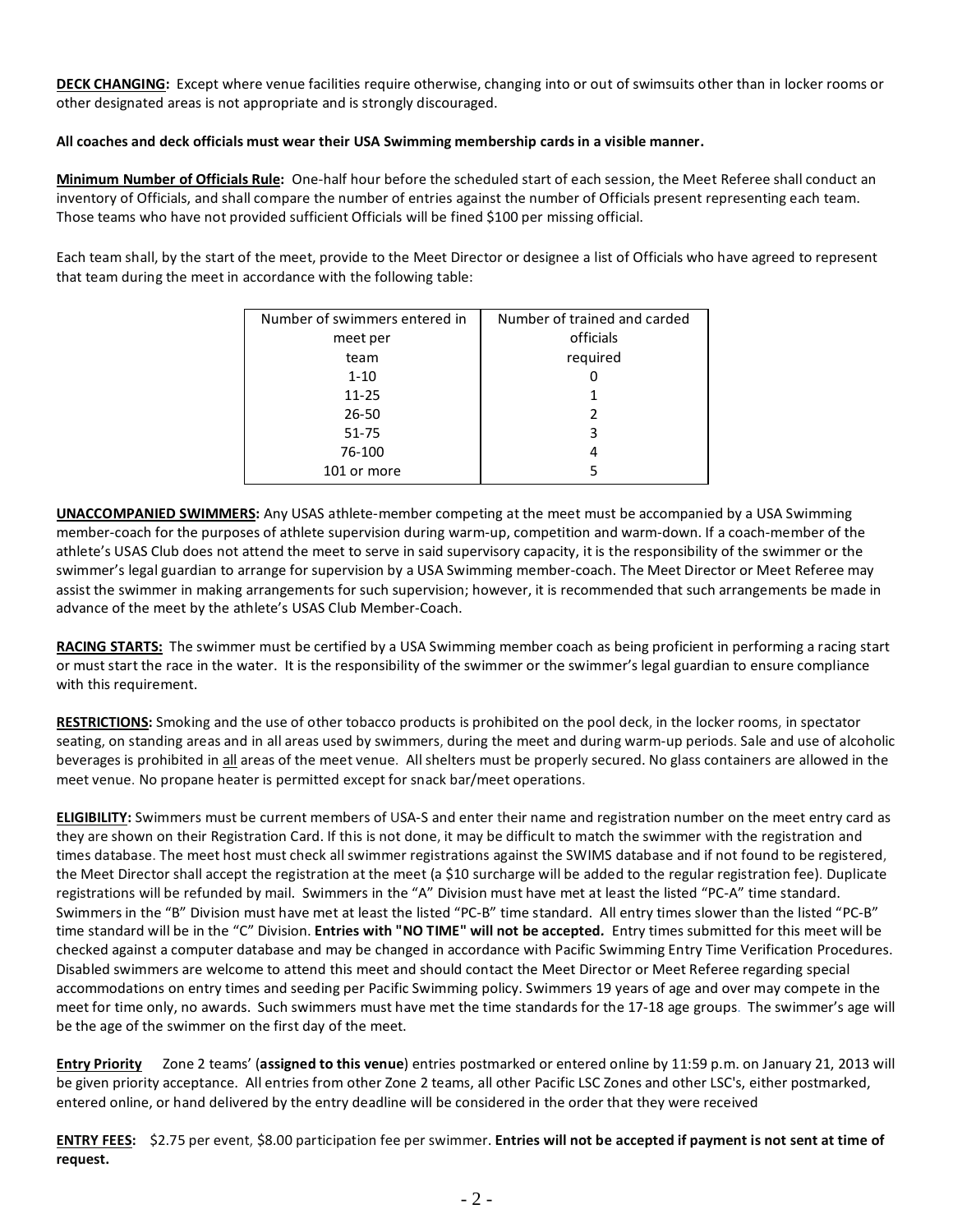**DECK CHANGING:** Except where venue facilities require otherwise, changing into or out of swimsuits other than in locker rooms or other designated areas is not appropriate and is strongly discouraged.

**All coaches and deck officials must wear their USA Swimming membership cards in a visible manner.**

**Minimum Number of Officials Rule:** One-half hour before the scheduled start of each session, the Meet Referee shall conduct an inventory of Officials, and shall compare the number of entries against the number of Officials present representing each team. Those teams who have not provided sufficient Officials will be fined $100 per missing official.

Each team shall, by the start of the meet, provide to the Meet Director or designee a list of Officials who have agreed to represent that team during the meet in accordance with the following table:

| Number of swimmers entered in meet per team | Number of trained and carded officials required |
|---|---|
| 1-10 | 0 |
| 11-25 | 1 |
| 26-50 | 2 |
| 51-75 | 3 |
| 76-100 | 4 |
| 101 or more | 5 |

**UNACCOMPANIED SWIMMERS:** Any USAS athlete-member competing at the meet must be accompanied by a USA Swimming member-coach for the purposes of athlete supervision during warm-up, competition and warm-down. If a coach-member of the athlete's USAS Club does not attend the meet to serve in said supervisory capacity, it is the responsibility of the swimmer or the swimmer's legal guardian to arrange for supervision by a USA Swimming member-coach. The Meet Director or Meet Referee may assist the swimmer in making arrangements for such supervision; however, it is recommended that such arrangements be made in advance of the meet by the athlete's USAS Club Member-Coach.

**RACING STARTS:** The swimmer must be certified by a USA Swimming member coach as being proficient in performing a racing start or must start the race in the water. It is the responsibility of the swimmer or the swimmer's legal guardian to ensure compliance with this requirement.

**RESTRICTIONS:** Smoking and the use of other tobacco products is prohibited on the pool deck, in the locker rooms, in spectator seating, on standing areas and in all areas used by swimmers, during the meet and during warm-up periods. Sale and use of alcoholic beverages is prohibited in all areas of the meet venue. All shelters must be properly secured. No glass containers are allowed in the meet venue. No propane heater is permitted except for snack bar/meet operations.

**ELIGIBILITY:** Swimmers must be current members of USA-S and enter their name and registration number on the meet entry card as they are shown on their Registration Card. If this is not done, it may be difficult to match the swimmer with the registration and times database. The meet host must check all swimmer registrations against the SWIMS database and if not found to be registered, the Meet Director shall accept the registration at the meet (a $10 surcharge will be added to the regular registration fee). Duplicate registrations will be refunded by mail. Swimmers in the "A" Division must have met at least the listed "PC-A" time standard. Swimmers in the "B" Division must have met at least the listed "PC-B" time standard. All entry times slower than the listed "PC-B" time standard will be in the "C" Division. **Entries with "NO TIME" will not be accepted.** Entry times submitted for this meet will be checked against a computer database and may be changed in accordance with Pacific Swimming Entry Time Verification Procedures. Disabled swimmers are welcome to attend this meet and should contact the Meet Director or Meet Referee regarding special accommodations on entry times and seeding per Pacific Swimming policy. Swimmers 19 years of age and over may compete in the meet for time only, no awards. Such swimmers must have met the time standards for the 17-18 age groups. The swimmer's age will be the age of the swimmer on the first day of the meet.

**Entry Priority** Zone 2 teams' (**assigned to this venue**) entries postmarked or entered online by 11:59 p.m. on January 21, 2013 will be given priority acceptance. All entries from other Zone 2 teams, all other Pacific LSC Zones and other LSC's, either postmarked, entered online, or hand delivered by the entry deadline will be considered in the order that they were received

**ENTRY FEES:** $2.75 per event, $8.00 participation fee per swimmer. **Entries will not be accepted if payment is not sent at time of request.**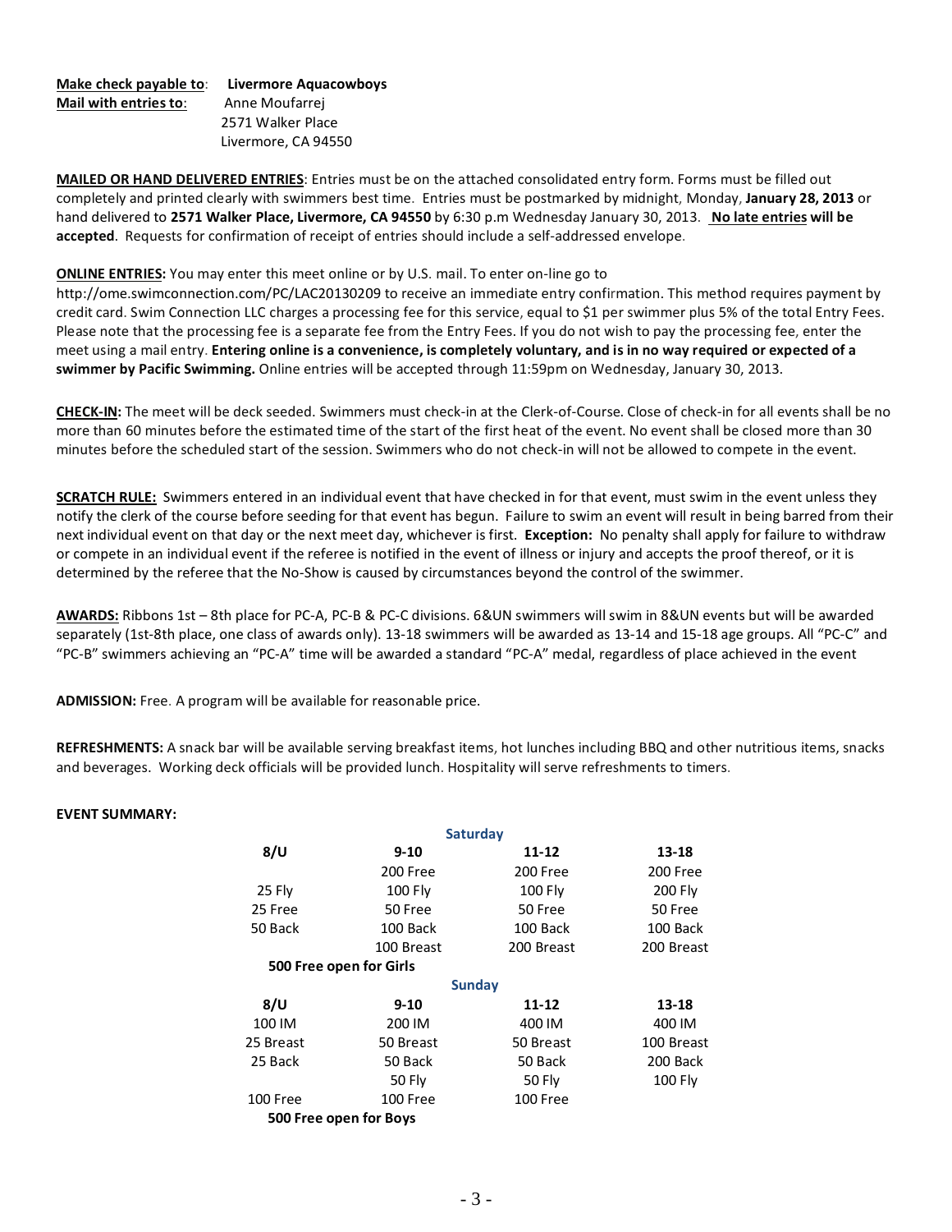**Make check payable to**: **Livermore Aquacowboys**
**Mail with entries to**: Anne Moufarrej
2571 Walker Place
Livermore, CA 94550

**MAILED OR HAND DELIVERED ENTRIES**: Entries must be on the attached consolidated entry form. Forms must be filled out completely and printed clearly with swimmers best time. Entries must be postmarked by midnight, Monday, **January 28, 2013** or hand delivered to **2571 Walker Place, Livermore, CA 94550** by 6:30 p.m Wednesday January 30, 2013. **No late entries will be accepted**. Requests for confirmation of receipt of entries should include a self-addressed envelope.

**ONLINE ENTRIES:** You may enter this meet online or by U.S. mail. To enter on-line go to http://ome.swimconnection.com/PC/LAC20130209 to receive an immediate entry confirmation. This method requires payment by credit card. Swim Connection LLC charges a processing fee for this service, equal to $1 per swimmer plus 5% of the total Entry Fees. Please note that the processing fee is a separate fee from the Entry Fees. If you do not wish to pay the processing fee, enter the meet using a mail entry. **Entering online is a convenience, is completely voluntary, and is in no way required or expected of a swimmer by Pacific Swimming.** Online entries will be accepted through 11:59pm on Wednesday, January 30, 2013.

**CHECK-IN:** The meet will be deck seeded. Swimmers must check-in at the Clerk-of-Course. Close of check-in for all events shall be no more than 60 minutes before the estimated time of the start of the first heat of the event. No event shall be closed more than 30 minutes before the scheduled start of the session. Swimmers who do not check-in will not be allowed to compete in the event.

**SCRATCH RULE:** Swimmers entered in an individual event that have checked in for that event, must swim in the event unless they notify the clerk of the course before seeding for that event has begun. Failure to swim an event will result in being barred from their next individual event on that day or the next meet day, whichever is first. **Exception:** No penalty shall apply for failure to withdraw or compete in an individual event if the referee is notified in the event of illness or injury and accepts the proof thereof, or it is determined by the referee that the No-Show is caused by circumstances beyond the control of the swimmer.

**AWARDS:** Ribbons 1st – 8th place for PC-A, PC-B & PC-C divisions. 6&UN swimmers will swim in 8&UN events but will be awarded separately (1st-8th place, one class of awards only). 13-18 swimmers will be awarded as 13-14 and 15-18 age groups. All "PC-C" and "PC-B" swimmers achieving an "PC-A" time will be awarded a standard "PC-A" medal, regardless of place achieved in the event

**ADMISSION:** Free. A program will be available for reasonable price.

**REFRESHMENTS:** A snack bar will be available serving breakfast items, hot lunches including BBQ and other nutritious items, snacks and beverages. Working deck officials will be provided lunch. Hospitality will serve refreshments to timers.

**EVENT SUMMARY:**

**Saturday**

| 8/U | 9-10 | 11-12 | 13-18 |
|---|---|---|---|
| | 200 Free | 200 Free | 200 Free |
| 25 Fly | 100 Fly | 100 Fly | 200 Fly |
| 25 Free | 50 Free | 50 Free | 50 Free |
| 50 Back | 100 Back | 100 Back | 100 Back |
| | 100 Breast | 200 Breast | 200 Breast |

**500 Free open for Girls**

**Sunday**

| 8/U | 9-10 | 11-12 | 13-18 |
|---|---|---|---|
| 100 IM | 200 IM | 400 IM | 400 IM |
| 25 Breast | 50 Breast | 50 Breast | 100 Breast |
| 25 Back | 50 Back | 50 Back | 200 Back |
| | 50 Fly | 50 Fly | 100 Fly |
| 100 Free | 100 Free | 100 Free | |

**500 Free open for Boys**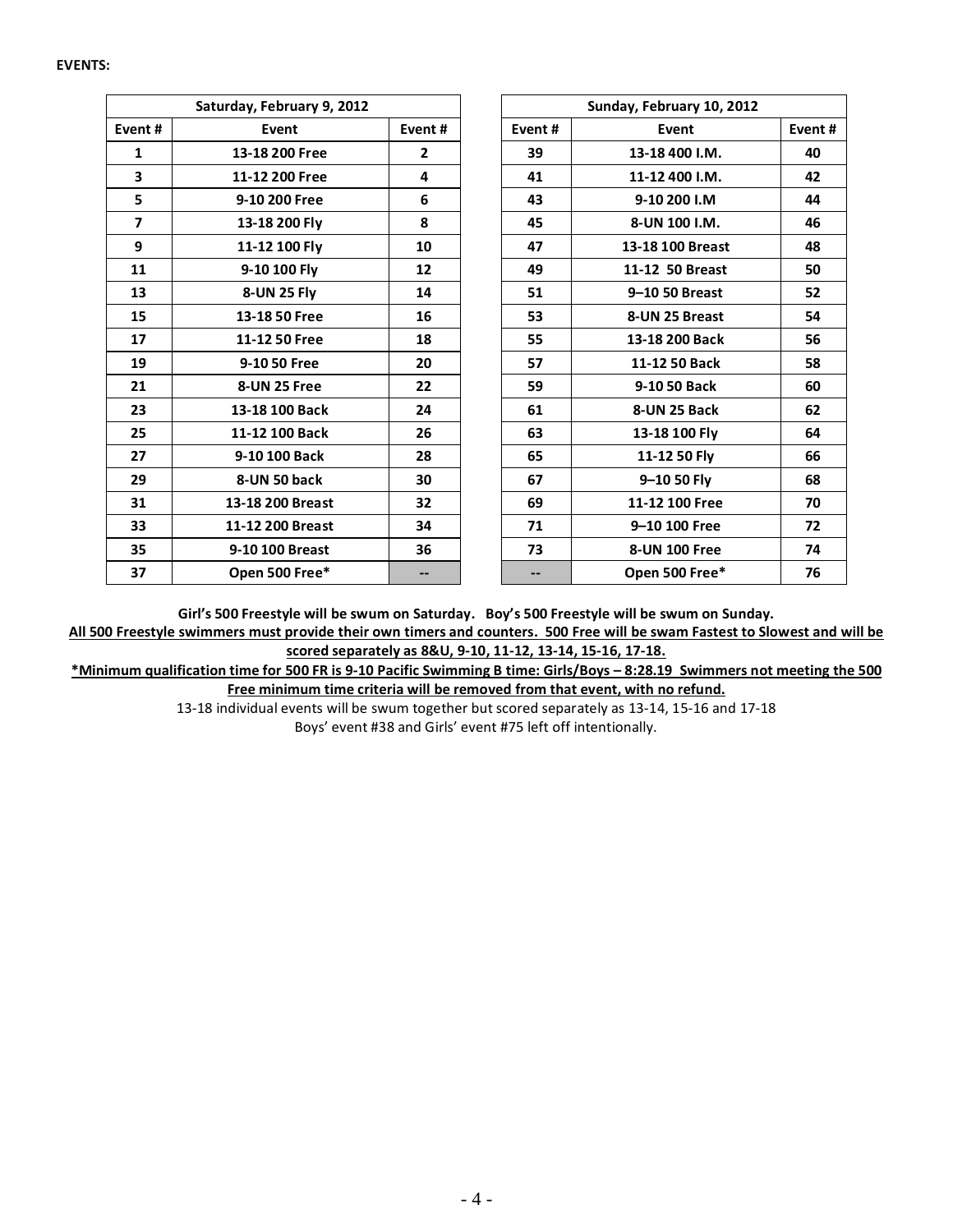**EVENTS:**

| Saturday, February 9, 2012 | | |
|---|---|---|
| **Event #** | **Event** | **Event #** |
| 1 | 13-18 200 Free | 2 |
| 3 | 11-12 200 Free | 4 |
| 5 | 9-10 200 Free | 6 |
| 7 | 13-18 200 Fly | 8 |
| 9 | 11-12 100 Fly | 10 |
| 11 | 9-10 100 Fly | 12 |
| 13 | 8-UN 25 Fly | 14 |
| 15 | 13-18 50 Free | 16 |
| 17 | 11-12 50 Free | 18 |
| 19 | 9-10 50 Free | 20 |
| 21 | 8-UN 25 Free | 22 |
| 23 | 13-18 100 Back | 24 |
| 25 | 11-12 100 Back | 26 |
| 27 | 9-10 100 Back | 28 |
| 29 | 8-UN 50 back | 30 |
| 31 | 13-18 200 Breast | 32 |
| 33 | 11-12 200 Breast | 34 |
| 35 | 9-10 100 Breast | 36 |
| 37 | Open 500 Free* | -- |

| Sunday, February 10, 2012 | | |
|---|---|---|
| **Event #** | **Event** | **Event #** |
| 39 | 13-18 400 I.M. | 40 |
| 41 | 11-12 400 I.M. | 42 |
| 43 | 9-10 200 I.M | 44 |
| 45 | 8-UN 100 I.M. | 46 |
| 47 | 13-18 100 Breast | 48 |
| 49 | 11-12 50 Breast | 50 |
| 51 | 9–10 50 Breast | 52 |
| 53 | 8-UN 25 Breast | 54 |
| 55 | 13-18 200 Back | 56 |
| 57 | 11-12 50 Back | 58 |
| 59 | 9-10 50 Back | 60 |
| 61 | 8-UN 25 Back | 62 |
| 63 | 13-18 100 Fly | 64 |
| 65 | 11-12 50 Fly | 66 |
| 67 | 9–10 50 Fly | 68 |
| 69 | 11-12 100 Free | 70 |
| 71 | 9–10 100 Free | 72 |
| 73 | 8-UN 100 Free | 74 |
| -- | Open 500 Free* | 76 |

**Girl's 500 Freestyle will be swum on Saturday. Boy's 500 Freestyle will be swum on Sunday.**

**All 500 Freestyle swimmers must provide their own timers and counters. 500 Free will be swam Fastest to Slowest and will be scored separately as 8&U, 9-10, 11-12, 13-14, 15-16, 17-18.**

**\*Minimum qualification time for 500 FR is 9-10 Pacific Swimming B time: Girls/Boys – 8:28.19 Swimmers not meeting the 500 Free minimum time criteria will be removed from that event, with no refund.**

13-18 individual events will be swum together but scored separately as 13-14, 15-16 and 17-18

Boys' event #38 and Girls' event #75 left off intentionally.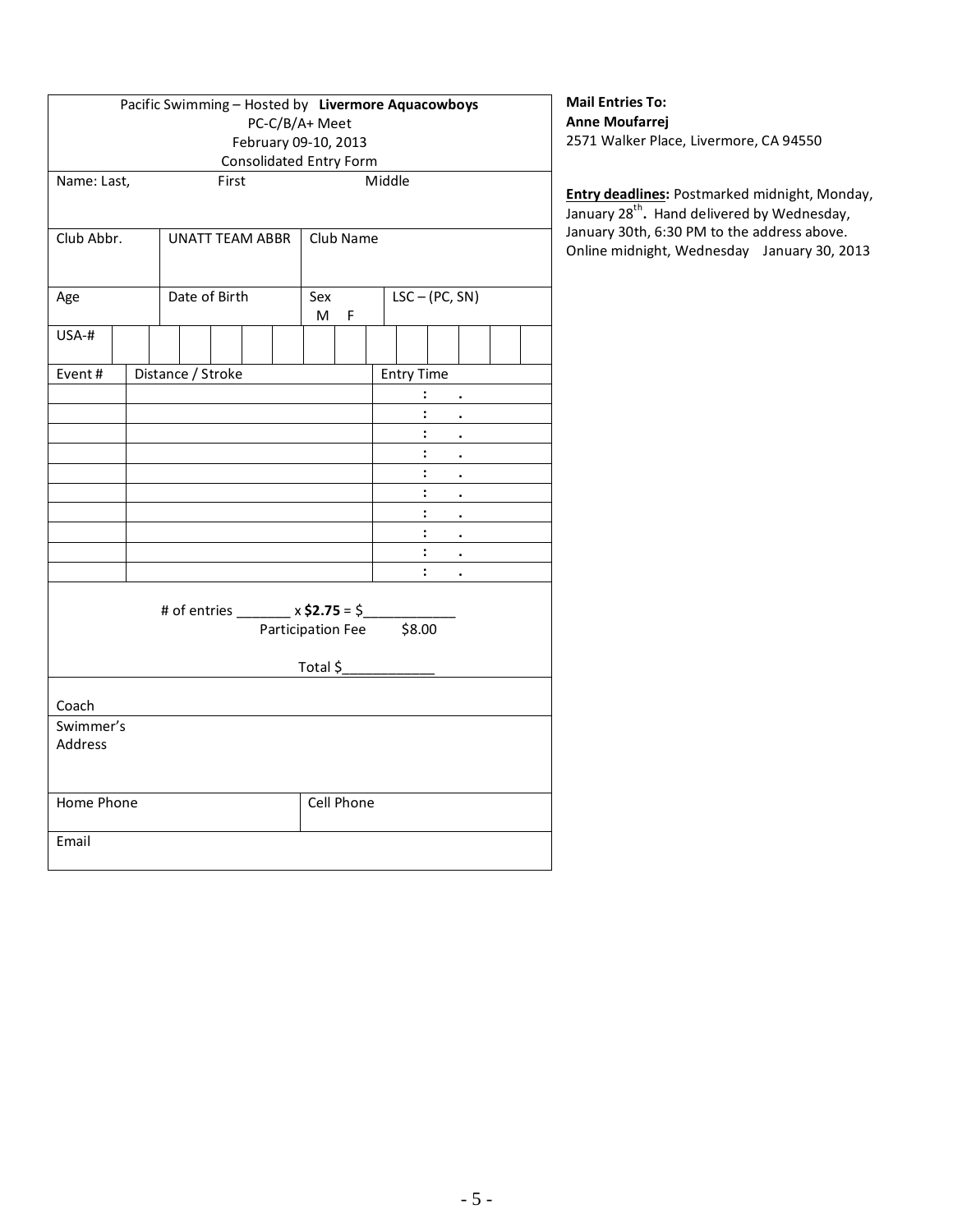| Pacific Swimming – Hosted by **Livermore Aquacowboys**<br>PC-C/B/A+ Meet<br>February 09-10, 2013<br>Consolidated Entry Form | | |
|---|---|---|
| Name: Last, First Middle | | |
| Club Abbr. | UNATT TEAM ABBR | Club Name |
| Age | Date of Birth | Sex M F / LSC – (PC, SN) |
| USA-# | | |

| Event # | Distance / Stroke | Entry Time |
|---|---|---|
| | | : . |
| | | : . |
| | | : . |
| | | : . |
| | | : . |
| | | : . |
| | | : . |
| | | : . |
| | | : . |
| | | : . |

# of entries _______ x **$2.75** = $____________

Participation Fee $8.00

Total $____________

| | |
|---|---|
| Coach | |
| Swimmer's Address | |
| Home Phone | Cell Phone |
| Email | |

**Mail Entries To:**
**Anne Moufarrej**
2571 Walker Place, Livermore, CA 94550

**Entry deadlines:** Postmarked midnight, Monday, January 28th**.** Hand delivered by Wednesday, January 30th, 6:30 PM to the address above. Online midnight, Wednesday January 30, 2013